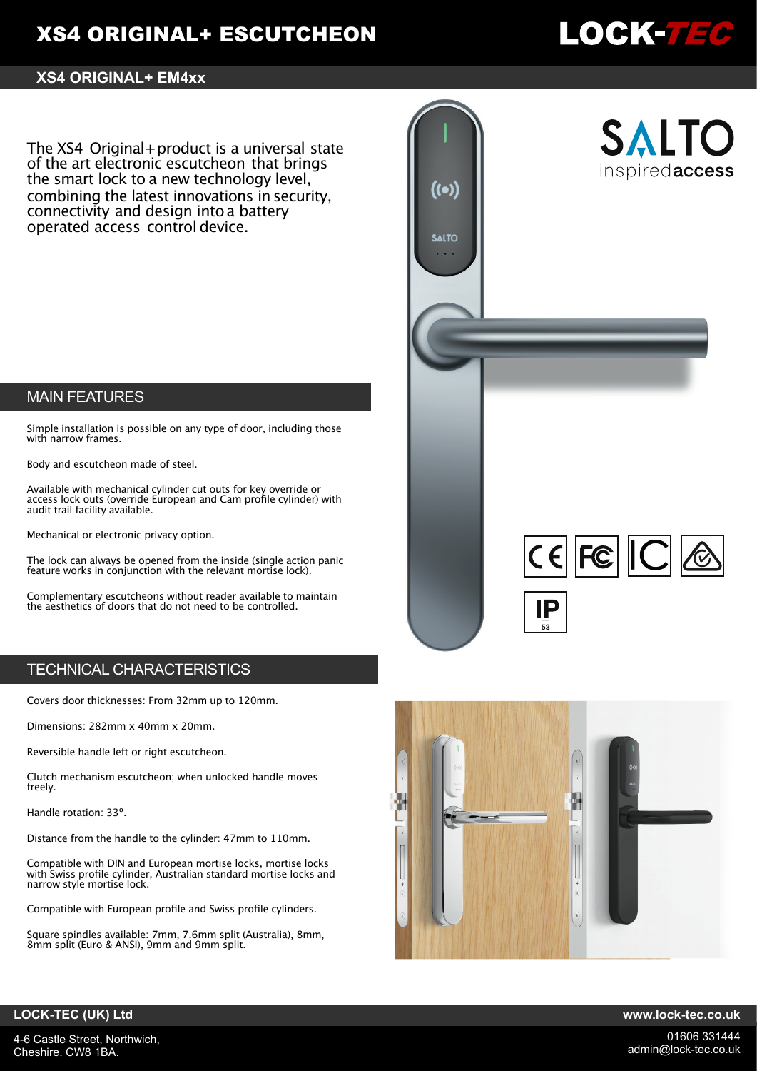# XS4 ORIGINAL+ ESCUTCHEON

## XS4 ORIGINAL+ EM4xx

The XS4 Original+ product is a universal state of the art electronic escutcheon that brings the smart lock to a new technology level, combining the latest innovations in security, connectivity and design into a battery operated access control device.

## MAIN FEATURES

Simple installation is possible on any type of door, including those with narrow frames.

Body and escutcheon made of steel.

Available with mechanical cylinder cut outs for key override or access lock outs (override European and Cam profile cylinder) with audit trail facility available.

Mechanical or electronic privacy option.

The lock can always be opened from the inside (single action panic feature works in conjunction with the relevant mortise lock).

Complementary escutcheons without reader available to maintain the aesthetics of doors that do not need to be controlled.

## TECHNICAL CHARACTERISTICS

Covers door thicknesses: From 32mm up to 120mm.

Dimensions: 282mm x 40mm x 20mm.

Reversible handle left or right escutcheon.

Clutch mechanism escutcheon; when unlocked handle moves freely.

Handle rotation: 33º.

Distance from the handle to the cylinder: 47mm to 110mm.

Compatible with DIN and European mortise locks, mortise locks with Swiss profile cylinder, Australian standard mortise locks and narrow style mortise lock.

Compatible with European profile and Swiss profile cylinders.

Square spindles available: 7mm, 7.6mm split (Australia), 8mm, 8mm split (Euro & ANSI), 9mm and 9mm split.

IP 53

**LOCK-TEC (UK) Ltd**

4-6 Castle Street, Northwich,
Cheshire. CW8 1BA.

**www.lock-tec.co.uk**

01606 331444
admin@lock-tec.co.uk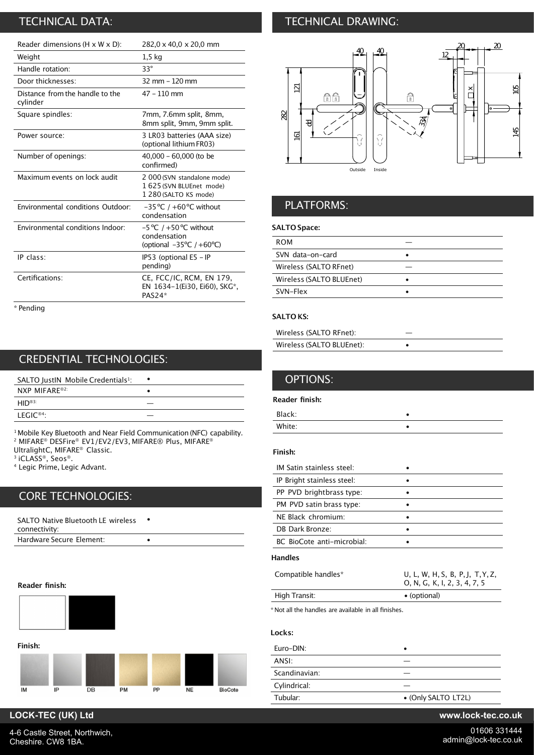## TECHNICAL DATA:

| | |
|---|---|
| Reader dimensions (H x W x D): | 282,0 x 40,0 x 20,0 mm |
| Weight | 1,5 kg |
| Handle rotation: | 33° |
| Door thicknesses: | 32 mm – 120 mm |
| Distance from the handle to the cylinder | 47 – 110 mm |
| Square spindles: | 7mm, 7.6mm split, 8mm, 8mm split, 9mm, 9mm split. |
| Power source: | 3 LR03 batteries (AAA size) (optional lithium FR03) |
| Number of openings: | 40,000 – 60,000 (to be confirmed) |
| Maximum events on lock audit | 2 000 (SVN standalone mode) 1 625 (SVN BLUEnet mode) 1 280 (SALTO KS mode) |
| Environmental conditions Outdoor: | -35 ºC / +60 ºC without condensation |
| Environmental conditions Indoor: | -5 ºC / +50 ºC without condensation (optional -35ºC / +60ºC) |
| IP class: | IP53 (optional E5 - IP pending) |
| Certifications: | CE, FCC/IC, RCM, EN 179, EN 1634-1(Ei30, Ei60), SKG*, PAS24* |

* Pending

## CREDENTIAL TECHNOLOGIES:

| | |
|---|---|
| SALTO JustIN Mobile Credentials[1]: | • |
| NXP MIFARE®[2]: | • |
| HID®[3]: | — |
| LEGIC®[4]: | — |

[1] Mobile Key Bluetooth and Near Field Communication (NFC) capability.
[2] MIFARE® DESFire® EV1/EV2/EV3, MIFARE® Plus, MIFARE® UltralightC, MIFARE® Classic.
[3] iCLASS®, Seos®.
[4] Legic Prime, Legic Advant.

## CORE TECHNOLOGIES:

| | |
|---|---|
| SALTO Native Bluetooth LE wireless connectivity: | • |
| Hardware Secure Element: | • |

**Reader finish:**

**Finish:**

IM IP DB PM PP NE BioCote

## TECHNICAL DRAWING:

40 40 20 20 12 121 282 161 dd 33º X 105 145

Outside Inside

## PLATFORMS:

**SALTO Space:**

| | |
|---|---|
| ROM | — |
| SVN data-on-card | • |
| Wireless (SALTO RFnet) | — |
| Wireless (SALTO BLUEnet) | • |
| SVN-Flex | • |

**SALTO KS:**

| | |
|---|---|
| Wireless (SALTO RFnet): | — |
| Wireless (SALTO BLUEnet): | • |

## OPTIONS:

**Reader finish:**

| | |
|---|---|
| Black: | • |
| White: | • |

**Finish:**

| | |
|---|---|
| IM Satin stainless steel: | • |
| IP Bright stainless steel: | • |
| PP PVD brightbrass type: | • |
| PM PVD satin brass type: | • |
| NE Black chromium: | • |
| DB Dark Bronze: | • |
| BC BioCote anti-microbial: | • |

**Handles**

| | |
|---|---|
| Compatible handles* | U, L, W, H, S, B, P, J, T, Y, Z, O, N, G, K, I, 2, 3, 4, 7, 5 |
| High Transit: | • (optional) |

* Not all the handles are available in all finishes.

**Locks:**

| | |
|---|---|
| Euro-DIN: | • |
| ANSI: | — |
| Scandinavian: | — |
| Cylindrical: | — |
| Tubular: | • (Only SALTO LT2L) |

**LOCK-TEC (UK) Ltd**

4-6 Castle Street, Northwich, Cheshire. CW8 1BA.

www.lock-tec.co.uk

01606 331444
admin@lock-tec.co.uk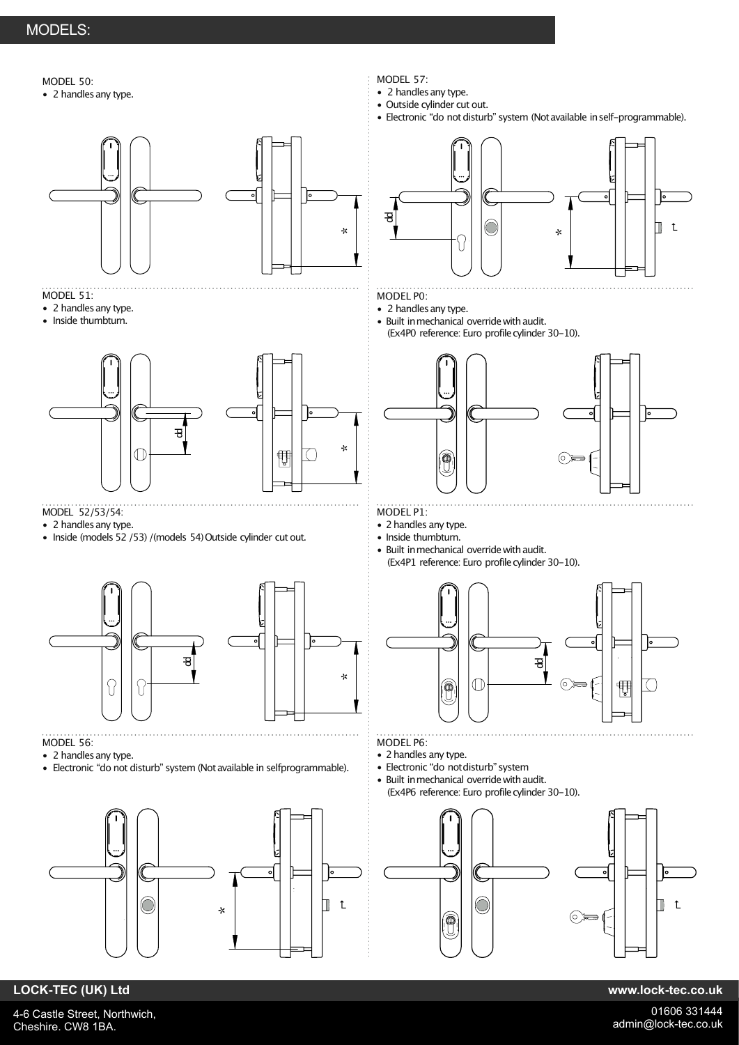## MODELS:

MODEL 50:

- 2 handles any type.

*

MODEL 51:

- 2 handles any type.
- Inside thumbturn.

dd

*

MODEL 52/53/54:

- 2 handles any type.
- Inside (models 52 /53) /(models 54) Outside cylinder cut out.

dd

*

MODEL 56:

- 2 handles any type.
- Electronic "do not disturb" system (Not available in selfprogrammable).

*

t

MODEL 57:

- 2 handles any type.
- Outside cylinder cut out.
- Electronic "do not disturb" system (Not available in self-programmable).

dd

*

t

MODEL P0:

- 2 handles any type.
- Built in mechanical override with audit.
  (Ex4P0 reference: Euro profile cylinder 30-10).

MODEL P1:

- 2 handles any type.
- Inside thumbturn.
- Built in mechanical override with audit.
  (Ex4P1 reference: Euro profile cylinder 30-10).

dd

MODEL P6:

- 2 handles any type.
- Electronic "do not disturb" system
- Built in mechanical override with audit.
  (Ex4P6 reference: Euro profile cylinder 30-10).

t

**LOCK-TEC (UK) Ltd**

4-6 Castle Street, Northwich,
Cheshire. CW8 1BA.

**www.lock-tec.co.uk**

01606 331444
admin@lock-tec.co.uk